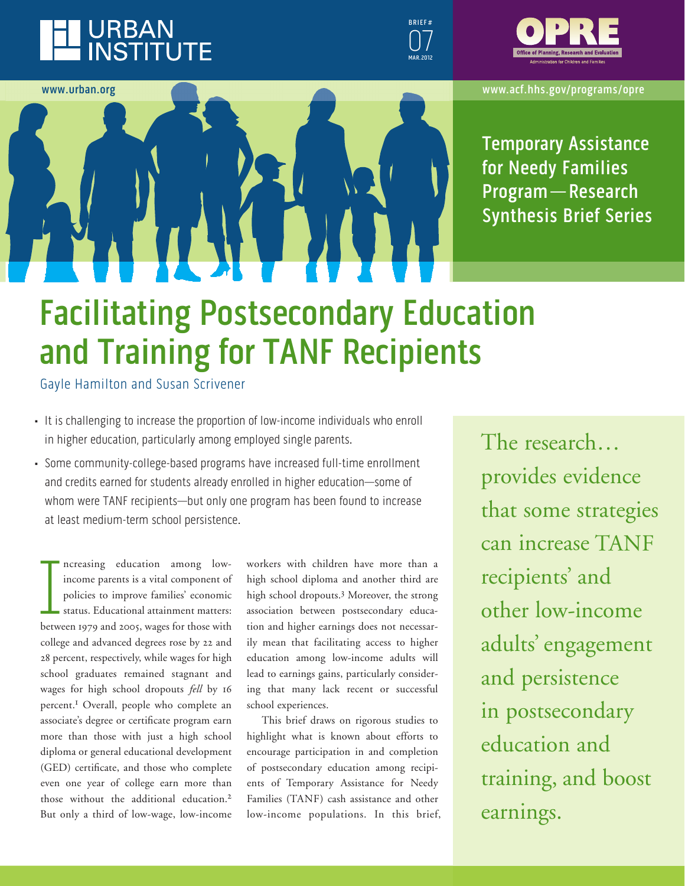URBAN INSTITUTE

www.urban.org

BRIEF # 07 MAR. 2012

OPRE — Office of Planning, Research and Evaluation — Administration for Children and Families

www.acf.hhs.gov/programs/opre

**Temporary Assistance for Needy Families Program — Research Synthesis Brief Series**

# Facilitating Postsecondary Education and Training for TANF Recipients

Gayle Hamilton and Susan Scrivener

- It is challenging to increase the proportion of low-income individuals who enroll in higher education, particularly among employed single parents.
- Some community-college-based programs have increased full-time enrollment and credits earned for students already enrolled in higher education—some of whom were TANF recipients—but only one program has been found to increase at least medium-term school persistence.

Increasing education among low-income parents is a vital component of policies to improve families' economic status. Educational attainment matters: between 1979 and 2005, wages for those with college and advanced degrees rose by 22 and 28 percent, respectively, while wages for high school graduates remained stagnant and wages for high school dropouts *fell* by 16 percent.[1] Overall, people who complete an associate's degree or certificate program earn more than those with just a high school diploma or general educational development (GED) certificate, and those who complete even one year of college earn more than those without the additional education.[2] But only a third of low-wage, low-income workers with children have more than a high school diploma and another third are high school dropouts.[3] Moreover, the strong association between postsecondary education and higher earnings does not necessarily mean that facilitating access to higher education among low-income adults will lead to earnings gains, particularly considering that many lack recent or successful school experiences.

This brief draws on rigorous studies to highlight what is known about efforts to encourage participation in and completion of postsecondary education among recipients of Temporary Assistance for Needy Families (TANF) cash assistance and other low-income populations. In this brief,

The research… provides evidence that some strategies can increase TANF recipients' and other low-income adults' engagement and persistence in postsecondary education and training, and boost earnings.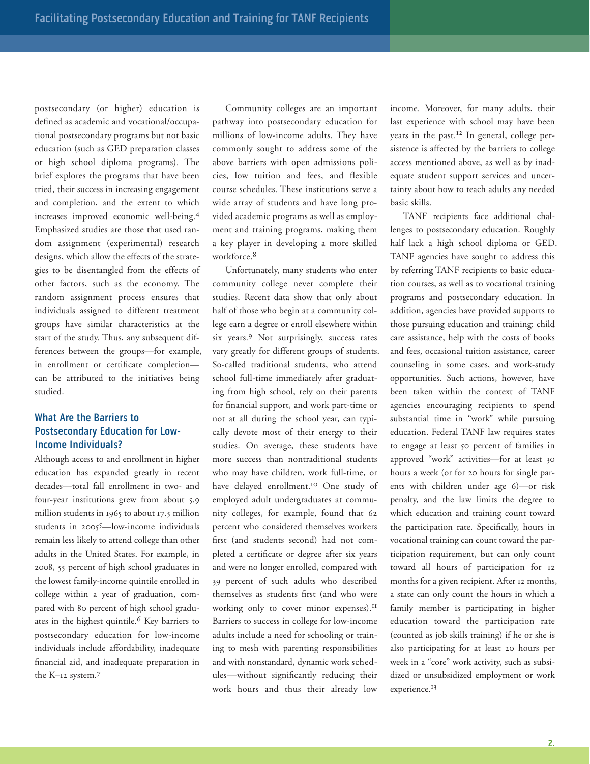postsecondary (or higher) education is defined as academic and vocational/occupational postsecondary programs but not basic education (such as GED preparation classes or high school diploma programs). The brief explores the programs that have been tried, their success in increasing engagement and completion, and the extent to which increases improved economic well-being.[4] Emphasized studies are those that used random assignment (experimental) research designs, which allow the effects of the strategies to be disentangled from the effects of other factors, such as the economy. The random assignment process ensures that individuals assigned to different treatment groups have similar characteristics at the start of the study. Thus, any subsequent differences between the groups—for example, in enrollment or certificate completion—can be attributed to the initiatives being studied.

## What Are the Barriers to Postsecondary Education for Low-Income Individuals?

Although access to and enrollment in higher education has expanded greatly in recent decades—total fall enrollment in two- and four-year institutions grew from about 5.9 million students in 1965 to about 17.5 million students in 2005[5]—low-income individuals remain less likely to attend college than other adults in the United States. For example, in 2008, 55 percent of high school graduates in the lowest family-income quintile enrolled in college within a year of graduation, compared with 80 percent of high school graduates in the highest quintile.[6] Key barriers to postsecondary education for low-income individuals include affordability, inadequate financial aid, and inadequate preparation in the K–12 system.[7]

Community colleges are an important pathway into postsecondary education for millions of low-income adults. They have commonly sought to address some of the above barriers with open admissions policies, low tuition and fees, and flexible course schedules. These institutions serve a wide array of students and have long provided academic programs as well as employment and training programs, making them a key player in developing a more skilled workforce.[8]

Unfortunately, many students who enter community college never complete their studies. Recent data show that only about half of those who begin at a community college earn a degree or enroll elsewhere within six years.[9] Not surprisingly, success rates vary greatly for different groups of students. So-called traditional students, who attend school full-time immediately after graduating from high school, rely on their parents for financial support, and work part-time or not at all during the school year, can typically devote most of their energy to their studies. On average, these students have more success than nontraditional students who may have children, work full-time, or have delayed enrollment.[10] One study of employed adult undergraduates at community colleges, for example, found that 62 percent who considered themselves workers first (and students second) had not completed a certificate or degree after six years and were no longer enrolled, compared with 39 percent of such adults who described themselves as students first (and who were working only to cover minor expenses).[11] Barriers to success in college for low-income adults include a need for schooling or training to mesh with parenting responsibilities and with nonstandard, dynamic work schedules—without significantly reducing their work hours and thus their already low income. Moreover, for many adults, their last experience with school may have been years in the past.[12] In general, college persistence is affected by the barriers to college access mentioned above, as well as by inadequate student support services and uncertainty about how to teach adults any needed basic skills.

TANF recipients face additional challenges to postsecondary education. Roughly half lack a high school diploma or GED. TANF agencies have sought to address this by referring TANF recipients to basic education courses, as well as to vocational training programs and postsecondary education. In addition, agencies have provided supports to those pursuing education and training: child care assistance, help with the costs of books and fees, occasional tuition assistance, career counseling in some cases, and work-study opportunities. Such actions, however, have been taken within the context of TANF agencies encouraging recipients to spend substantial time in "work" while pursuing education. Federal TANF law requires states to engage at least 50 percent of families in approved "work" activities—for at least 30 hours a week (or for 20 hours for single parents with children under age 6)—or risk penalty, and the law limits the degree to which education and training count toward the participation rate. Specifically, hours in vocational training can count toward the participation requirement, but can only count toward all hours of participation for 12 months for a given recipient. After 12 months, a state can only count the hours in which a family member is participating in higher education toward the participation rate (counted as job skills training) if he or she is also participating for at least 20 hours per week in a "core" work activity, such as subsidized or unsubsidized employment or work experience.[13]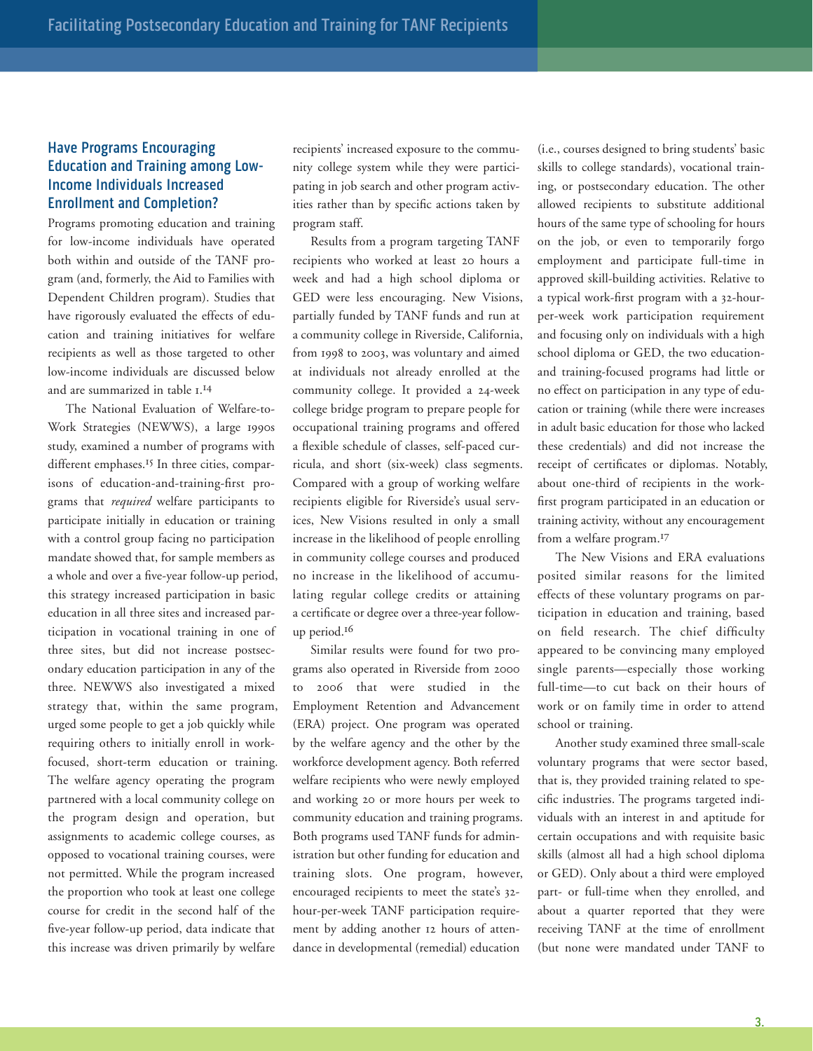## Have Programs Encouraging Education and Training among Low-Income Individuals Increased Enrollment and Completion?

Programs promoting education and training for low-income individuals have operated both within and outside of the TANF program (and, formerly, the Aid to Families with Dependent Children program). Studies that have rigorously evaluated the effects of education and training initiatives for welfare recipients as well as those targeted to other low-income individuals are discussed below and are summarized in table 1.[14]

The National Evaluation of Welfare-to-Work Strategies (NEWWS), a large 1990s study, examined a number of programs with different emphases.[15] In three cities, comparisons of education-and-training-first programs that *required* welfare participants to participate initially in education or training with a control group facing no participation mandate showed that, for sample members as a whole and over a five-year follow-up period, this strategy increased participation in basic education in all three sites and increased participation in vocational training in one of three sites, but did not increase postsecondary education participation in any of the three. NEWWS also investigated a mixed strategy that, within the same program, urged some people to get a job quickly while requiring others to initially enroll in work-focused, short-term education or training. The welfare agency operating the program partnered with a local community college on the program design and operation, but assignments to academic college courses, as opposed to vocational training courses, were not permitted. While the program increased the proportion who took at least one college course for credit in the second half of the five-year follow-up period, data indicate that this increase was driven primarily by welfare recipients' increased exposure to the community college system while they were participating in job search and other program activities rather than by specific actions taken by program staff.

Results from a program targeting TANF recipients who worked at least 20 hours a week and had a high school diploma or GED were less encouraging. New Visions, partially funded by TANF funds and run at a community college in Riverside, California, from 1998 to 2003, was voluntary and aimed at individuals not already enrolled at the community college. It provided a 24-week college bridge program to prepare people for occupational training programs and offered a flexible schedule of classes, self-paced curricula, and short (six-week) class segments. Compared with a group of working welfare recipients eligible for Riverside's usual services, New Visions resulted in only a small increase in the likelihood of people enrolling in community college courses and produced no increase in the likelihood of accumulating regular college credits or attaining a certificate or degree over a three-year follow-up period.[16]

Similar results were found for two programs also operated in Riverside from 2000 to 2006 that were studied in the Employment Retention and Advancement (ERA) project. One program was operated by the welfare agency and the other by the workforce development agency. Both referred welfare recipients who were newly employed and working 20 or more hours per week to community education and training programs. Both programs used TANF funds for administration but other funding for education and training slots. One program, however, encouraged recipients to meet the state's 32-hour-per-week TANF participation requirement by adding another 12 hours of attendance in developmental (remedial) education (i.e., courses designed to bring students' basic skills to college standards), vocational training, or postsecondary education. The other allowed recipients to substitute additional hours of the same type of schooling for hours on the job, or even to temporarily forgo employment and participate full-time in approved skill-building activities. Relative to a typical work-first program with a 32-hour-per-week work participation requirement and focusing only on individuals with a high school diploma or GED, the two education- and training-focused programs had little or no effect on participation in any type of education or training (while there were increases in adult basic education for those who lacked these credentials) and did not increase the receipt of certificates or diplomas. Notably, about one-third of recipients in the work-first program participated in an education or training activity, without any encouragement from a welfare program.[17]

The New Visions and ERA evaluations posited similar reasons for the limited effects of these voluntary programs on participation in education and training, based on field research. The chief difficulty appeared to be convincing many employed single parents—especially those working full-time—to cut back on their hours of work or on family time in order to attend school or training.

Another study examined three small-scale voluntary programs that were sector based, that is, they provided training related to specific industries. The programs targeted individuals with an interest in and aptitude for certain occupations and with requisite basic skills (almost all had a high school diploma or GED). Only about a third were employed part- or full-time when they enrolled, and about a quarter reported that they were receiving TANF at the time of enrollment (but none were mandated under TANF to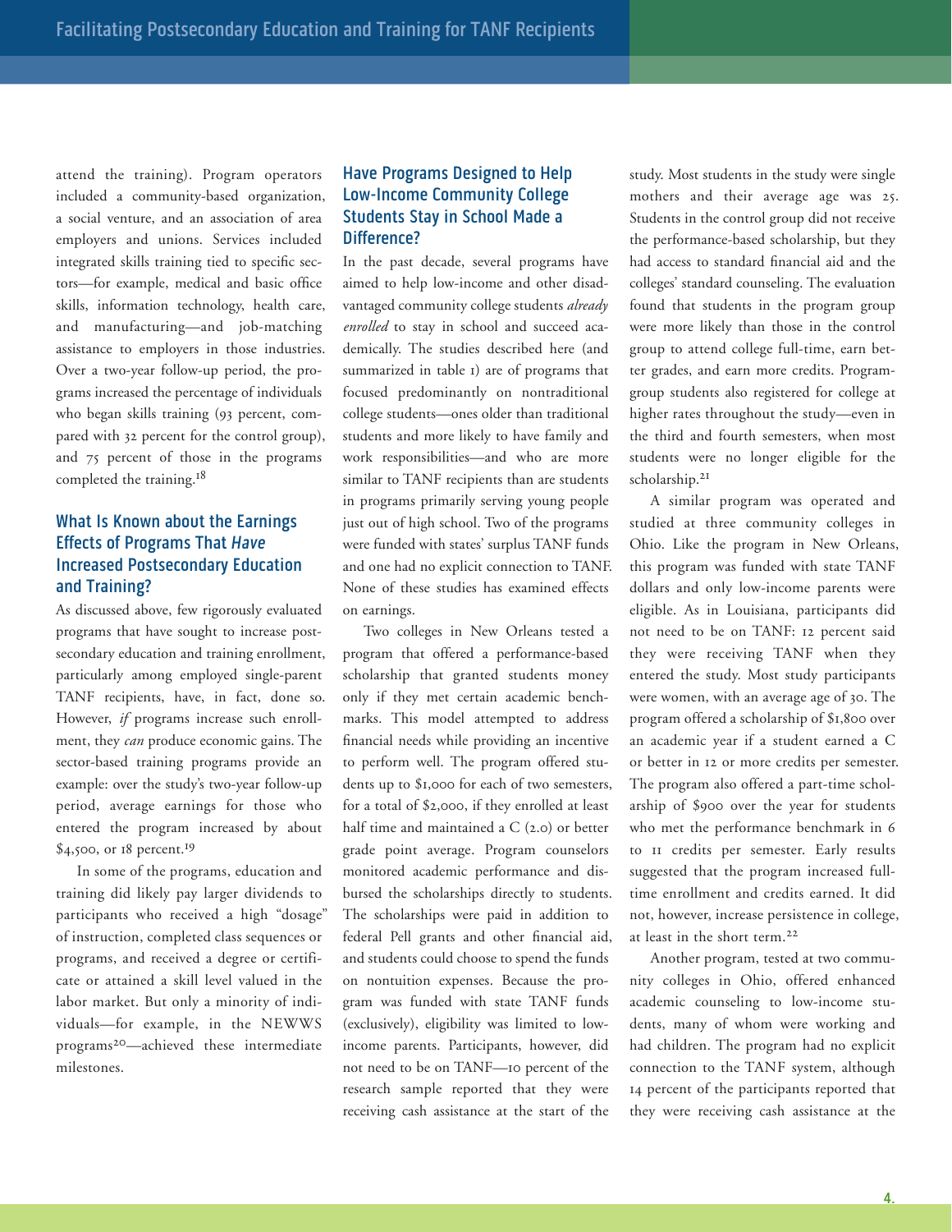attend the training). Program operators included a community-based organization, a social venture, and an association of area employers and unions. Services included integrated skills training tied to specific sectors—for example, medical and basic office skills, information technology, health care, and manufacturing—and job-matching assistance to employers in those industries. Over a two-year follow-up period, the programs increased the percentage of individuals who began skills training (93 percent, compared with 32 percent for the control group), and 75 percent of those in the programs completed the training.[18]

## What Is Known about the Earnings Effects of Programs That *Have* Increased Postsecondary Education and Training?

As discussed above, few rigorously evaluated programs that have sought to increase postsecondary education and training enrollment, particularly among employed single-parent TANF recipients, have, in fact, done so. However, *if* programs increase such enrollment, they *can* produce economic gains. The sector-based training programs provide an example: over the study's two-year follow-up period, average earnings for those who entered the program increased by about $4,500, or 18 percent.[19]

In some of the programs, education and training did likely pay larger dividends to participants who received a high "dosage" of instruction, completed class sequences or programs, and received a degree or certificate or attained a skill level valued in the labor market. But only a minority of individuals—for example, in the NEWWS programs[20]—achieved these intermediate milestones.

## Have Programs Designed to Help Low-Income Community College Students Stay in School Made a Difference?

In the past decade, several programs have aimed to help low-income and other disadvantaged community college students *already enrolled* to stay in school and succeed academically. The studies described here (and summarized in table 1) are of programs that focused predominantly on nontraditional college students—ones older than traditional students and more likely to have family and work responsibilities—and who are more similar to TANF recipients than are students in programs primarily serving young people just out of high school. Two of the programs were funded with states' surplus TANF funds and one had no explicit connection to TANF. None of these studies has examined effects on earnings.

Two colleges in New Orleans tested a program that offered a performance-based scholarship that granted students money only if they met certain academic benchmarks. This model attempted to address financial needs while providing an incentive to perform well. The program offered students up to $1,000 for each of two semesters, for a total of $2,000, if they enrolled at least half time and maintained a C (2.0) or better grade point average. Program counselors monitored academic performance and disbursed the scholarships directly to students. The scholarships were paid in addition to federal Pell grants and other financial aid, and students could choose to spend the funds on nontuition expenses. Because the program was funded with state TANF funds (exclusively), eligibility was limited to low-income parents. Participants, however, did not need to be on TANF—10 percent of the research sample reported that they were receiving cash assistance at the start of the study. Most students in the study were single mothers and their average age was 25. Students in the control group did not receive the performance-based scholarship, but they had access to standard financial aid and the colleges' standard counseling. The evaluation found that students in the program group were more likely than those in the control group to attend college full-time, earn better grades, and earn more credits. Program-group students also registered for college at higher rates throughout the study—even in the third and fourth semesters, when most students were no longer eligible for the scholarship.[21]

A similar program was operated and studied at three community colleges in Ohio. Like the program in New Orleans, this program was funded with state TANF dollars and only low-income parents were eligible. As in Louisiana, participants did not need to be on TANF: 12 percent said they were receiving TANF when they entered the study. Most study participants were women, with an average age of 30. The program offered a scholarship of $1,800 over an academic year if a student earned a C or better in 12 or more credits per semester. The program also offered a part-time scholarship of $900 over the year for students who met the performance benchmark in 6 to 11 credits per semester. Early results suggested that the program increased full-time enrollment and credits earned. It did not, however, increase persistence in college, at least in the short term.[22]

Another program, tested at two community colleges in Ohio, offered enhanced academic counseling to low-income students, many of whom were working and had children. The program had no explicit connection to the TANF system, although 14 percent of the participants reported that they were receiving cash assistance at the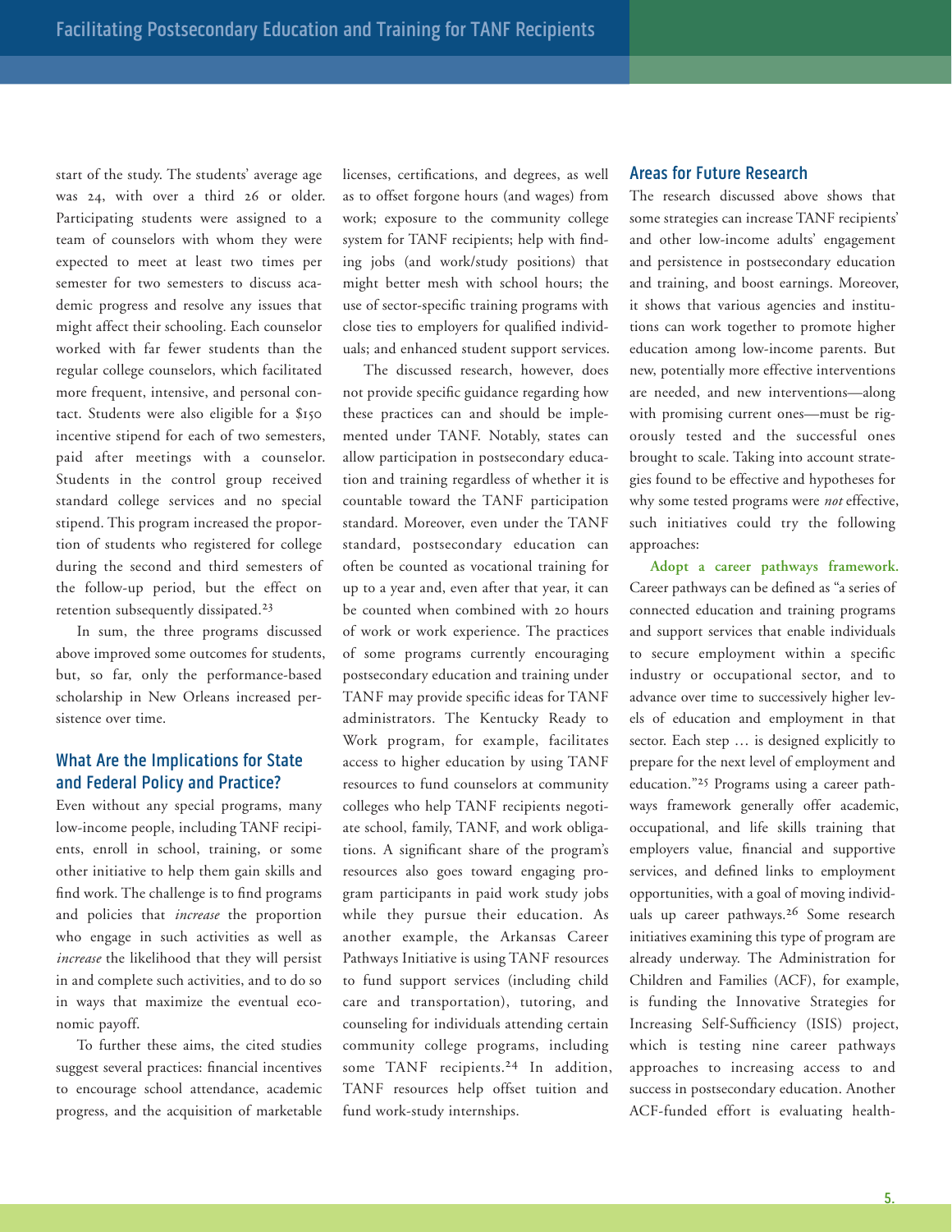start of the study. The students' average age was 24, with over a third 26 or older. Participating students were assigned to a team of counselors with whom they were expected to meet at least two times per semester for two semesters to discuss academic progress and resolve any issues that might affect their schooling. Each counselor worked with far fewer students than the regular college counselors, which facilitated more frequent, intensive, and personal contact. Students were also eligible for a $150 incentive stipend for each of two semesters, paid after meetings with a counselor. Students in the control group received standard college services and no special stipend. This program increased the proportion of students who registered for college during the second and third semesters of the follow-up period, but the effect on retention subsequently dissipated.[23]

In sum, the three programs discussed above improved some outcomes for students, but, so far, only the performance-based scholarship in New Orleans increased persistence over time.

## What Are the Implications for State and Federal Policy and Practice?

Even without any special programs, many low-income people, including TANF recipients, enroll in school, training, or some other initiative to help them gain skills and find work. The challenge is to find programs and policies that *increase* the proportion who engage in such activities as well as *increase* the likelihood that they will persist in and complete such activities, and to do so in ways that maximize the eventual economic payoff.

To further these aims, the cited studies suggest several practices: financial incentives to encourage school attendance, academic progress, and the acquisition of marketable licenses, certifications, and degrees, as well as to offset forgone hours (and wages) from work; exposure to the community college system for TANF recipients; help with finding jobs (and work/study positions) that might better mesh with school hours; the use of sector-specific training programs with close ties to employers for qualified individuals; and enhanced student support services.

The discussed research, however, does not provide specific guidance regarding how these practices can and should be implemented under TANF. Notably, states can allow participation in postsecondary education and training regardless of whether it is countable toward the TANF participation standard. Moreover, even under the TANF standard, postsecondary education can often be counted as vocational training for up to a year and, even after that year, it can be counted when combined with 20 hours of work or work experience. The practices of some programs currently encouraging postsecondary education and training under TANF may provide specific ideas for TANF administrators. The Kentucky Ready to Work program, for example, facilitates access to higher education by using TANF resources to fund counselors at community colleges who help TANF recipients negotiate school, family, TANF, and work obligations. A significant share of the program's resources also goes toward engaging program participants in paid work study jobs while they pursue their education. As another example, the Arkansas Career Pathways Initiative is using TANF resources to fund support services (including child care and transportation), tutoring, and counseling for individuals attending certain community college programs, including some TANF recipients.[24] In addition, TANF resources help offset tuition and fund work-study internships.

## Areas for Future Research

The research discussed above shows that some strategies can increase TANF recipients' and other low-income adults' engagement and persistence in postsecondary education and training, and boost earnings. Moreover, it shows that various agencies and institutions can work together to promote higher education among low-income parents. But new, potentially more effective interventions are needed, and new interventions—along with promising current ones—must be rigorously tested and the successful ones brought to scale. Taking into account strategies found to be effective and hypotheses for why some tested programs were *not* effective, such initiatives could try the following approaches:

**Adopt a career pathways framework.** Career pathways can be defined as "a series of connected education and training programs and support services that enable individuals to secure employment within a specific industry or occupational sector, and to advance over time to successively higher levels of education and employment in that sector. Each step … is designed explicitly to prepare for the next level of employment and education."[25] Programs using a career pathways framework generally offer academic, occupational, and life skills training that employers value, financial and supportive services, and defined links to employment opportunities, with a goal of moving individuals up career pathways.[26] Some research initiatives examining this type of program are already underway. The Administration for Children and Families (ACF), for example, is funding the Innovative Strategies for Increasing Self-Sufficiency (ISIS) project, which is testing nine career pathways approaches to increasing access to and success in postsecondary education. Another ACF-funded effort is evaluating health-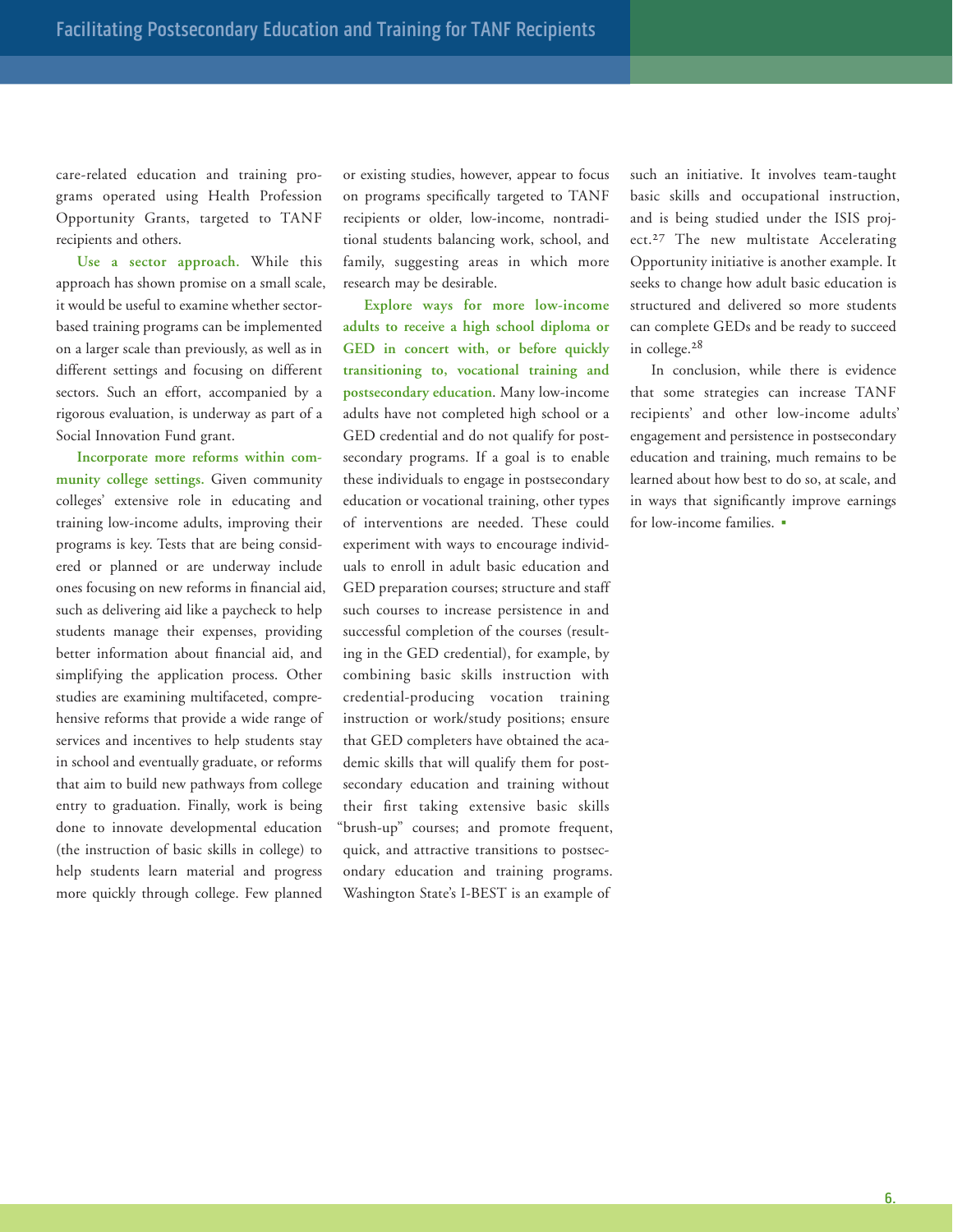care-related education and training programs operated using Health Profession Opportunity Grants, targeted to TANF recipients and others.

**Use a sector approach.** While this approach has shown promise on a small scale, it would be useful to examine whether sector-based training programs can be implemented on a larger scale than previously, as well as in different settings and focusing on different sectors. Such an effort, accompanied by a rigorous evaluation, is underway as part of a Social Innovation Fund grant.

**Incorporate more reforms within community college settings.** Given community colleges' extensive role in educating and training low-income adults, improving their programs is key. Tests that are being considered or planned or are underway include ones focusing on new reforms in financial aid, such as delivering aid like a paycheck to help students manage their expenses, providing better information about financial aid, and simplifying the application process. Other studies are examining multifaceted, comprehensive reforms that provide a wide range of services and incentives to help students stay in school and eventually graduate, or reforms that aim to build new pathways from college entry to graduation. Finally, work is being done to innovate developmental education (the instruction of basic skills in college) to help students learn material and progress more quickly through college. Few planned or existing studies, however, appear to focus on programs specifically targeted to TANF recipients or older, low-income, nontraditional students balancing work, school, and family, suggesting areas in which more research may be desirable.

**Explore ways for more low-income adults to receive a high school diploma or GED in concert with, or before quickly transitioning to, vocational training and postsecondary education.** Many low-income adults have not completed high school or a GED credential and do not qualify for postsecondary programs. If a goal is to enable these individuals to engage in postsecondary education or vocational training, other types of interventions are needed. These could experiment with ways to encourage individuals to enroll in adult basic education and GED preparation courses; structure and staff such courses to increase persistence in and successful completion of the courses (resulting in the GED credential), for example, by combining basic skills instruction with credential-producing vocation training instruction or work/study positions; ensure that GED completers have obtained the academic skills that will qualify them for postsecondary education and training without their first taking extensive basic skills "brush-up" courses; and promote frequent, quick, and attractive transitions to postsecondary education and training programs. Washington State's I-BEST is an example of such an initiative. It involves team-taught basic skills and occupational instruction, and is being studied under the ISIS project.[27] The new multistate Accelerating Opportunity initiative is another example. It seeks to change how adult basic education is structured and delivered so more students can complete GEDs and be ready to succeed in college.[28]

In conclusion, while there is evidence that some strategies can increase TANF recipients' and other low-income adults' engagement and persistence in postsecondary education and training, much remains to be learned about how best to do so, at scale, and in ways that significantly improve earnings for low-income families. ▪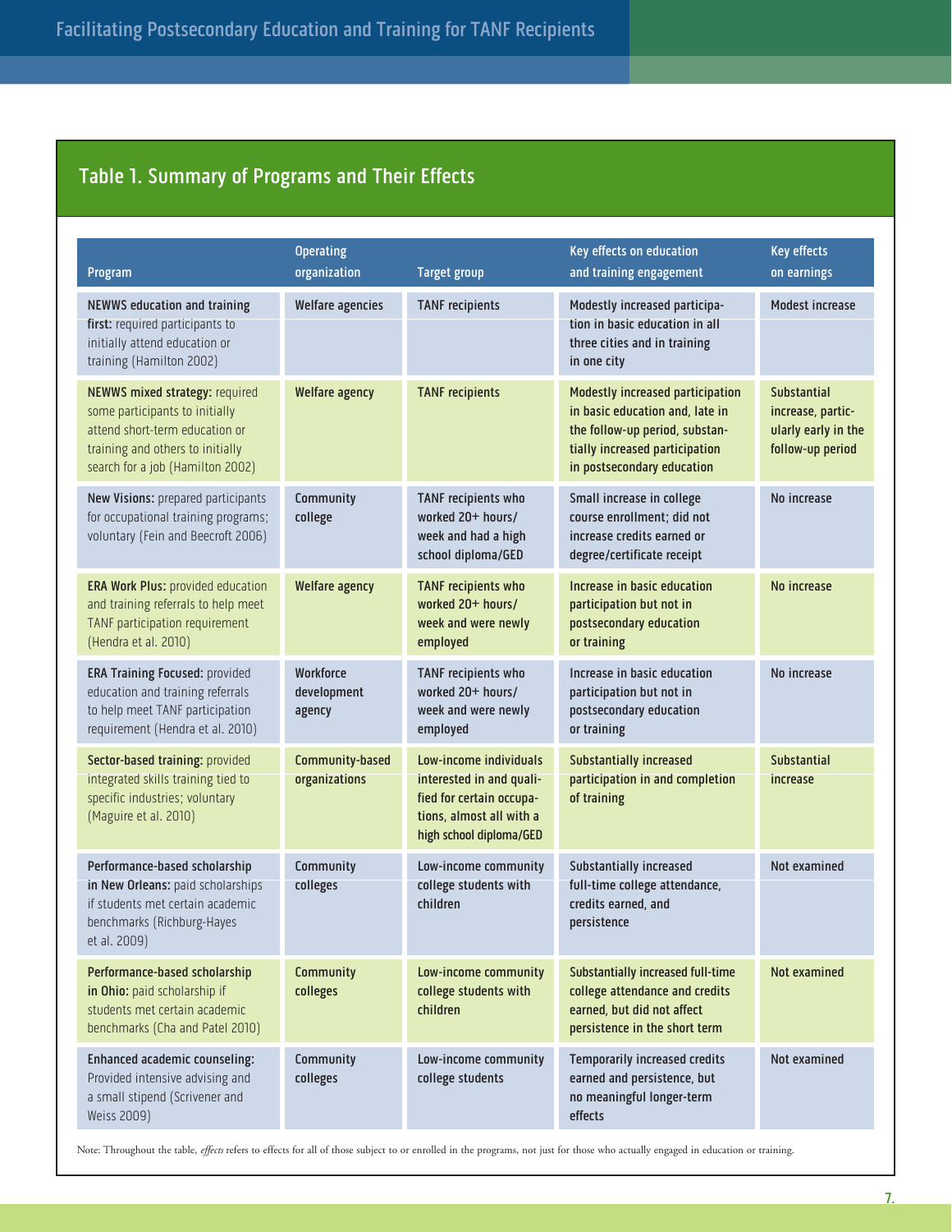## Table 1. Summary of Programs and Their Effects

| Program | Operating organization | Target group | Key effects on education and training engagement | Key effects on earnings |
|---|---|---|---|---|
| **NEWWS education and training first:** required participants to initially attend education or training (Hamilton 2002) | Welfare agencies | TANF recipients | Modestly increased participation in basic education in all three cities and in training in one city | Modest increase |
| **NEWWS mixed strategy:** required some participants to initially attend short-term education or training and others to initially search for a job (Hamilton 2002) | Welfare agency | TANF recipients | Modestly increased participation in basic education and, late in the follow-up period, substantially increased participation in postsecondary education | Substantial increase, particularly early in the follow-up period |
| **New Visions:** prepared participants for occupational training programs; voluntary (Fein and Beecroft 2006) | Community college | TANF recipients who worked 20+ hours/week and had a high school diploma/GED | Small increase in college course enrollment; did not increase credits earned or degree/certificate receipt | No increase |
| **ERA Work Plus:** provided education and training referrals to help meet TANF participation requirement (Hendra et al. 2010) | Welfare agency | TANF recipients who worked 20+ hours/week and were newly employed | Increase in basic education participation but not in postsecondary education or training | No increase |
| **ERA Training Focused:** provided education and training referrals to help meet TANF participation requirement (Hendra et al. 2010) | Workforce development agency | TANF recipients who worked 20+ hours/week and were newly employed | Increase in basic education participation but not in postsecondary education or training | No increase |
| **Sector-based training:** provided integrated skills training tied to specific industries; voluntary (Maguire et al. 2010) | Community-based organizations | Low-income individuals interested in and qualified for certain occupations, almost all with a high school diploma/GED | Substantially increased participation in and completion of training | Substantial increase |
| **Performance-based scholarship in New Orleans:** paid scholarships if students met certain academic benchmarks (Richburg-Hayes et al. 2009) | Community colleges | Low-income community college students with children | Substantially increased full-time college attendance, credits earned, and persistence | Not examined |
| **Performance-based scholarship in Ohio:** paid scholarship if students met certain academic benchmarks (Cha and Patel 2010) | Community colleges | Low-income community college students with children | Substantially increased full-time college attendance and credits earned, but did not affect persistence in the short term | Not examined |
| **Enhanced academic counseling:** Provided intensive advising and a small stipend (Scrivener and Weiss 2009) | Community colleges | Low-income community college students | Temporarily increased credits earned and persistence, but no meaningful longer-term effects | Not examined |

Note: Throughout the table, *effects* refers to effects for all of those subject to or enrolled in the programs, not just for those who actually engaged in education or training.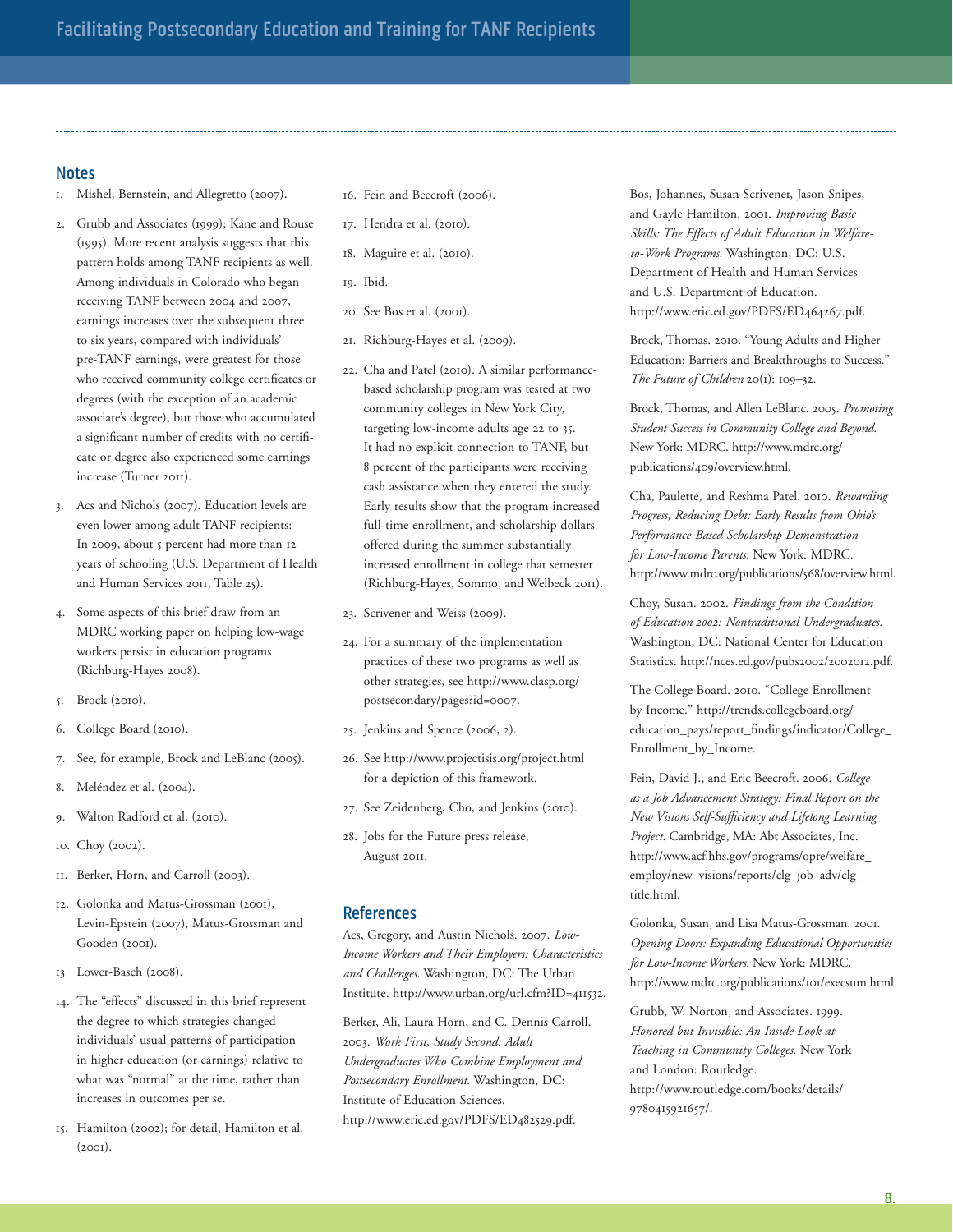## Notes

1. Mishel, Bernstein, and Allegretto (2007).

2. Grubb and Associates (1999); Kane and Rouse (1995). More recent analysis suggests that this pattern holds among TANF recipients as well. Among individuals in Colorado who began receiving TANF between 2004 and 2007, earnings increases over the subsequent three to six years, compared with individuals' pre-TANF earnings, were greatest for those who received community college certificates or degrees (with the exception of an academic associate's degree), but those who accumulated a significant number of credits with no certificate or degree also experienced some earnings increase (Turner 2011).

3. Acs and Nichols (2007). Education levels are even lower among adult TANF recipients: In 2009, about 5 percent had more than 12 years of schooling (U.S. Department of Health and Human Services 2011, Table 25).

4. Some aspects of this brief draw from an MDRC working paper on helping low-wage workers persist in education programs (Richburg-Hayes 2008).

5. Brock (2010).

6. College Board (2010).

7. See, for example, Brock and LeBlanc (2005).

8. Meléndez et al. (2004).

9. Walton Radford et al. (2010).

10. Choy (2002).

11. Berker, Horn, and Carroll (2003).

12. Golonka and Matus-Grossman (2001), Levin-Epstein (2007), Matus-Grossman and Gooden (2001).

13. Lower-Basch (2008).

14. The "effects" discussed in this brief represent the degree to which strategies changed individuals' usual patterns of participation in higher education (or earnings) relative to what was "normal" at the time, rather than increases in outcomes per se.

15. Hamilton (2002); for detail, Hamilton et al. (2001).

16. Fein and Beecroft (2006).

17. Hendra et al. (2010).

18. Maguire et al. (2010).

19. Ibid.

20. See Bos et al. (2001).

21. Richburg-Hayes et al. (2009).

22. Cha and Patel (2010). A similar performance-based scholarship program was tested at two community colleges in New York City, targeting low-income adults age 22 to 35. It had no explicit connection to TANF, but 8 percent of the participants were receiving cash assistance when they entered the study. Early results show that the program increased full-time enrollment, and scholarship dollars offered during the summer substantially increased enrollment in college that semester (Richburg-Hayes, Sommo, and Welbeck 2011).

23. Scrivener and Weiss (2009).

24. For a summary of the implementation practices of these two programs as well as other strategies, see http://www.clasp.org/postsecondary/pages?id=0007.

25. Jenkins and Spence (2006, 2).

26. See http://www.projectisis.org/project.html for a depiction of this framework.

27. See Zeidenberg, Cho, and Jenkins (2010).

28. Jobs for the Future press release, August 2011.

## References

Acs, Gregory, and Austin Nichols. 2007. *Low-Income Workers and Their Employers: Characteristics and Challenges.* Washington, DC: The Urban Institute. http://www.urban.org/url.cfm?ID=411532.

Berker, Ali, Laura Horn, and C. Dennis Carroll. 2003. *Work First, Study Second: Adult Undergraduates Who Combine Employment and Postsecondary Enrollment.* Washington, DC: Institute of Education Sciences. http://www.eric.ed.gov/PDFS/ED482529.pdf.

Bos, Johannes, Susan Scrivener, Jason Snipes, and Gayle Hamilton. 2001. *Improving Basic Skills: The Effects of Adult Education in Welfare-to-Work Programs.* Washington, DC: U.S. Department of Health and Human Services and U.S. Department of Education. http://www.eric.ed.gov/PDFS/ED464267.pdf.

Brock, Thomas. 2010. "Young Adults and Higher Education: Barriers and Breakthroughs to Success." *The Future of Children* 20(1): 109–32.

Brock, Thomas, and Allen LeBlanc. 2005. *Promoting Student Success in Community College and Beyond.* New York: MDRC. http://www.mdrc.org/publications/409/overview.html.

Cha, Paulette, and Reshma Patel. 2010. *Rewarding Progress, Reducing Debt: Early Results from Ohio's Performance-Based Scholarship Demonstration for Low-Income Parents.* New York: MDRC. http://www.mdrc.org/publications/568/overview.html.

Choy, Susan. 2002. *Findings from the Condition of Education 2002: Nontraditional Undergraduates.* Washington, DC: National Center for Education Statistics. http://nces.ed.gov/pubs2002/2002012.pdf.

The College Board. 2010. "College Enrollment by Income." http://trends.collegeboard.org/education_pays/report_findings/indicator/College_Enrollment_by_Income.

Fein, David J., and Eric Beecroft. 2006. *College as a Job Advancement Strategy: Final Report on the New Visions Self-Sufficiency and Lifelong Learning Project.* Cambridge, MA: Abt Associates, Inc. http://www.acf.hhs.gov/programs/opre/welfare_employ/new_visions/reports/clg_job_adv/clg_title.html.

Golonka, Susan, and Lisa Matus-Grossman. 2001. *Opening Doors: Expanding Educational Opportunities for Low-Income Workers.* New York: MDRC. http://www.mdrc.org/publications/101/execsum.html.

Grubb, W. Norton, and Associates. 1999. *Honored but Invisible: An Inside Look at Teaching in Community Colleges.* New York and London: Routledge. http://www.routledge.com/books/details/9780415921657/.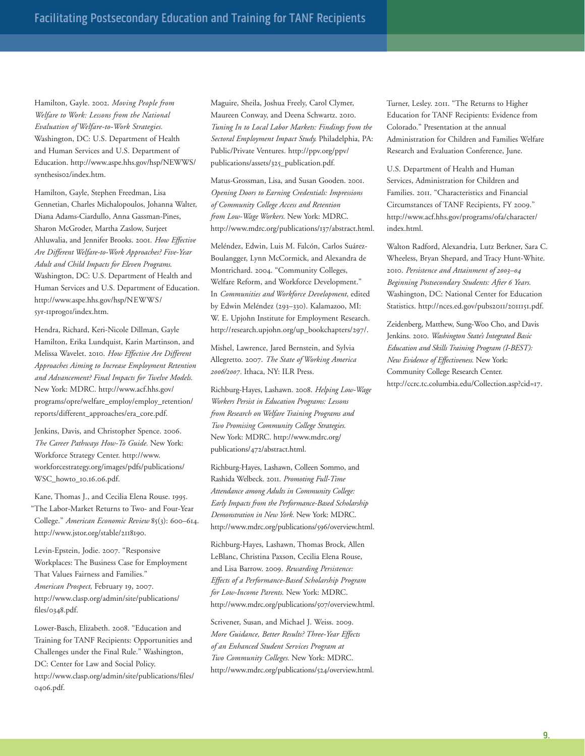Hamilton, Gayle. 2002. *Moving People from Welfare to Work: Lessons from the National Evaluation of Welfare-to-Work Strategies.* Washington, DC: U.S. Department of Health and Human Services and U.S. Department of Education. http://www.aspe.hhs.gov/hsp/NEWWS/synthesis02/index.htm.

Hamilton, Gayle, Stephen Freedman, Lisa Gennetian, Charles Michalopoulos, Johanna Walter, Diana Adams-Ciardullo, Anna Gassman-Pines, Sharon McGroder, Martha Zaslow, Surjeet Ahluwalia, and Jennifer Brooks. 2001. *How Effective Are Different Welfare-to-Work Approaches? Five-Year Adult and Child Impacts for Eleven Programs.* Washington, DC: U.S. Department of Health and Human Services and U.S. Department of Education. http://www.aspe.hhs.gov/hsp/NEWWS/5yr-11prog01/index.htm.

Hendra, Richard, Keri-Nicole Dillman, Gayle Hamilton, Erika Lundquist, Karin Martinson, and Melissa Wavelet. 2010. *How Effective Are Different Approaches Aiming to Increase Employment Retention and Advancement? Final Impacts for Twelve Models.* New York: MDRC. http://www.acf.hhs.gov/programs/opre/welfare_employ/employ_retention/reports/different_approaches/era_core.pdf.

Jenkins, Davis, and Christopher Spence. 2006. *The Career Pathways How-To Guide.* New York: Workforce Strategy Center. http://www.workforcestrategy.org/images/pdfs/publications/WSC_howto_10.16.06.pdf.

Kane, Thomas J., and Cecilia Elena Rouse. 1995. "The Labor-Market Returns to Two- and Four-Year College." *American Economic Review* 85(3): 600–614. http://www.jstor.org/stable/2118190.

Levin-Epstein, Jodie. 2007. "Responsive Workplaces: The Business Case for Employment That Values Fairness and Families." *American Prospect,* February 19, 2007. http://www.clasp.org/admin/site/publications/files/0348.pdf.

Lower-Basch, Elizabeth. 2008. "Education and Training for TANF Recipients: Opportunities and Challenges under the Final Rule." Washington, DC: Center for Law and Social Policy. http://www.clasp.org/admin/site/publications/files/0406.pdf.

Maguire, Sheila, Joshua Freely, Carol Clymer, Maureen Conway, and Deena Schwartz. 2010. *Tuning In to Local Labor Markets: Findings from the Sectoral Employment Impact Study.* Philadelphia, PA: Public/Private Ventures. http://ppv.org/ppv/publications/assets/325_publication.pdf.

Matus-Grossman, Lisa, and Susan Gooden. 2001. *Opening Doors to Earning Credentials: Impressions of Community College Access and Retention from Low-Wage Workers.* New York: MDRC. http://www.mdrc.org/publications/137/abstract.html.

Meléndez, Edwin, Luis M. Falcón, Carlos Suárez-Boulangger, Lynn McCormick, and Alexandra de Montrichard. 2004. "Community Colleges, Welfare Reform, and Workforce Development." In *Communities and Workforce Development,* edited by Edwin Meléndez (293–330). Kalamazoo, MI: W. E. Upjohn Institute for Employment Research. http://research.upjohn.org/up_bookchapters/297/.

Mishel, Lawrence, Jared Bernstein, and Sylvia Allegretto. 2007. *The State of Working America 2006/2007.* Ithaca, NY: ILR Press.

Richburg-Hayes, Lashawn. 2008. *Helping Low-Wage Workers Persist in Education Programs: Lessons from Research on Welfare Training Programs and Two Promising Community College Strategies.* New York: MDRC. http://www.mdrc.org/publications/472/abstract.html.

Richburg-Hayes, Lashawn, Colleen Sommo, and Rashida Welbeck. 2011. *Promoting Full-Time Attendance among Adults in Community College: Early Impacts from the Performance-Based Scholarship Demonstration in New York.* New York: MDRC. http://www.mdrc.org/publications/596/overview.html.

Richburg-Hayes, Lashawn, Thomas Brock, Allen LeBlanc, Christina Paxson, Cecilia Elena Rouse, and Lisa Barrow. 2009. *Rewarding Persistence: Effects of a Performance-Based Scholarship Program for Low-Income Parents.* New York: MDRC. http://www.mdrc.org/publications/507/overview.html.

Scrivener, Susan, and Michael J. Weiss. 2009. *More Guidance, Better Results? Three-Year Effects of an Enhanced Student Services Program at Two Community Colleges.* New York: MDRC. http://www.mdrc.org/publications/524/overview.html.

Turner, Lesley. 2011. "The Returns to Higher Education for TANF Recipients: Evidence from Colorado." Presentation at the annual Administration for Children and Families Welfare Research and Evaluation Conference, June.

U.S. Department of Health and Human Services, Administration for Children and Families. 2011. "Characteristics and Financial Circumstances of TANF Recipients, FY 2009." http://www.acf.hhs.gov/programs/ofa/character/index.html.

Walton Radford, Alexandria, Lutz Berkner, Sara C. Wheeless, Bryan Shepard, and Tracy Hunt-White. 2010. *Persistence and Attainment of 2003–04 Beginning Postsecondary Students: After 6 Years.* Washington, DC: National Center for Education Statistics. http://nces.ed.gov/pubs2011/2011151.pdf.

Zeidenberg, Matthew, Sung-Woo Cho, and Davis Jenkins. 2010. *Washington State's Integrated Basic Education and Skills Training Program (I-BEST): New Evidence of Effectiveness.* New York: Community College Research Center. http://ccrc.tc.columbia.edu/Collection.asp?cid=17.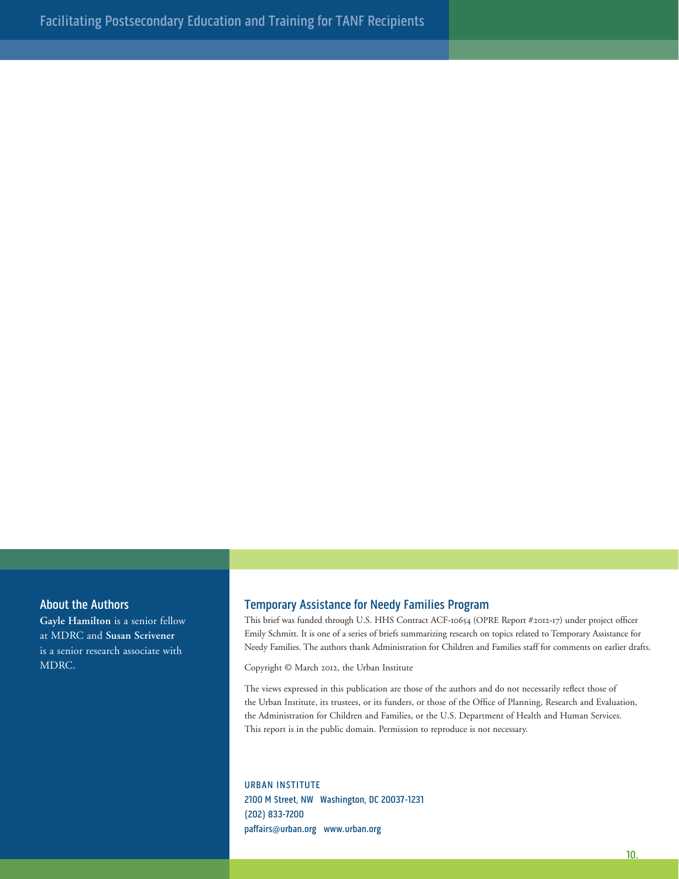## About the Authors

**Gayle Hamilton** is a senior fellow at MDRC and **Susan Scrivener** is a senior research associate with MDRC.

## Temporary Assistance for Needy Families Program

This brief was funded through U.S. HHS Contract ACF-10654 (OPRE Report #2012-17) under project officer Emily Schmitt. It is one of a series of briefs summarizing research on topics related to Temporary Assistance for Needy Families. The authors thank Administration for Children and Families staff for comments on earlier drafts.

Copyright © March 2012, the Urban Institute

The views expressed in this publication are those of the authors and do not necessarily reflect those of the Urban Institute, its trustees, or its funders, or those of the Office of Planning, Research and Evaluation, the Administration for Children and Families, or the U.S. Department of Health and Human Services. This report is in the public domain. Permission to reproduce is not necessary.

URBAN INSTITUTE
2100 M Street, NW Washington, DC 20037-1231
(202) 833-7200
paffairs@urban.org www.urban.org